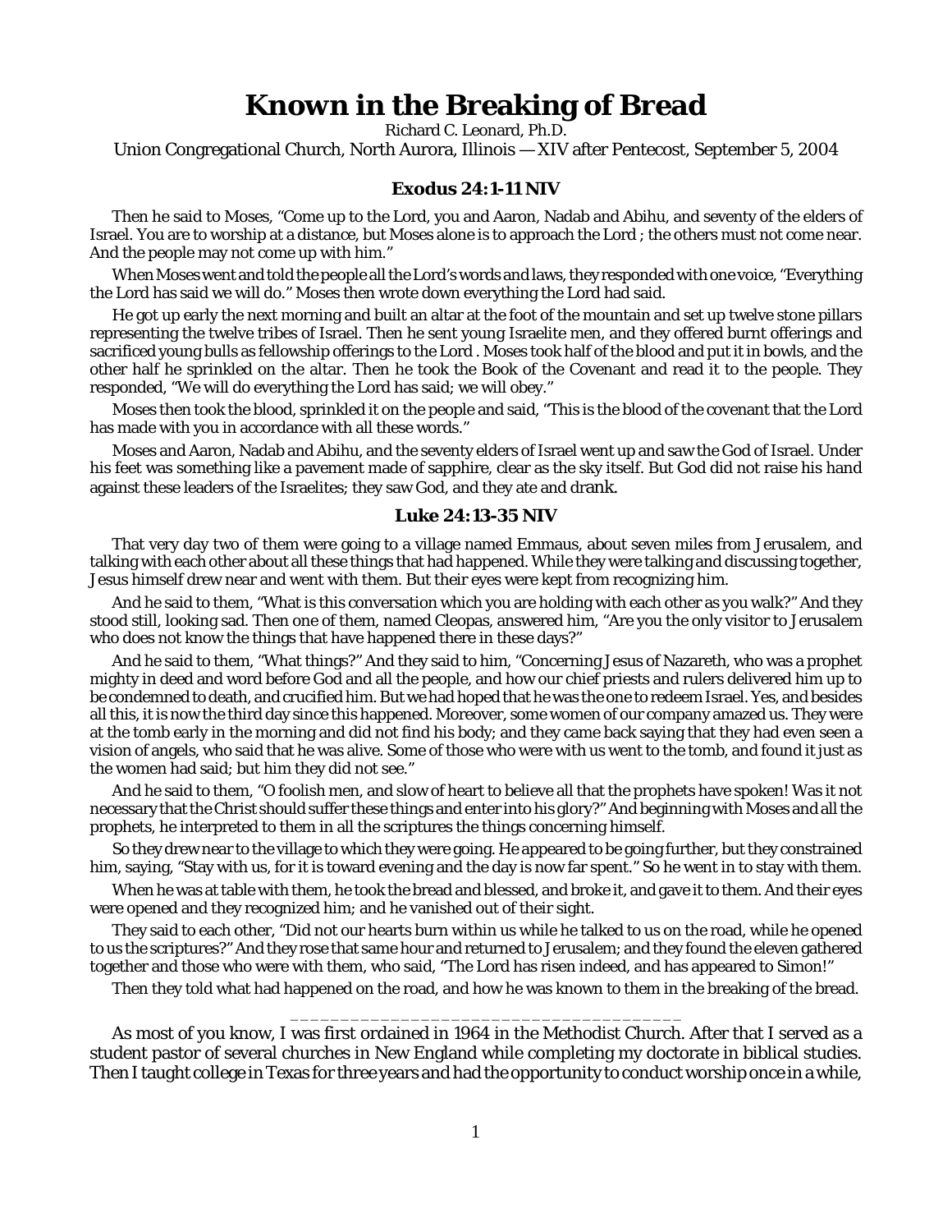# Known in the Breaking of Bread

Richard C. Leonard, Ph.D.

Union Congregational Church, North Aurora, Illinois — XIV after Pentecost, September 5, 2004

### Exodus 24:1-11 NIV

Then he said to Moses, "Come up to the Lord, you and Aaron, Nadab and Abihu, and seventy of the elders of Israel. You are to worship at a distance, but Moses alone is to approach the Lord ; the others must not come near. And the people may not come up with him."

When Moses went and told the people all the Lord's words and laws, they responded with one voice, "Everything the Lord has said we will do." Moses then wrote down everything the Lord had said.

He got up early the next morning and built an altar at the foot of the mountain and set up twelve stone pillars representing the twelve tribes of Israel. Then he sent young Israelite men, and they offered burnt offerings and sacrificed young bulls as fellowship offerings to the Lord . Moses took half of the blood and put it in bowls, and the other half he sprinkled on the altar. Then he took the Book of the Covenant and read it to the people. They responded, "We will do everything the Lord has said; we will obey."

Moses then took the blood, sprinkled it on the people and said, "This is the blood of the covenant that the Lord has made with you in accordance with all these words."

Moses and Aaron, Nadab and Abihu, and the seventy elders of Israel went up and saw the God of Israel. Under his feet was something like a pavement made of sapphire, clear as the sky itself. But God did not raise his hand against these leaders of the Israelites; they saw God, and they ate and drank.

### Luke 24:13-35 NIV

That very day two of them were going to a village named Emmaus, about seven miles from Jerusalem, and talking with each other about all these things that had happened. While they were talking and discussing together, Jesus himself drew near and went with them. But their eyes were kept from recognizing him.

And he said to them, "What is this conversation which you are holding with each other as you walk?" And they stood still, looking sad. Then one of them, named Cleopas, answered him, "Are you the only visitor to Jerusalem who does not know the things that have happened there in these days?"

And he said to them, "What things?" And they said to him, "Concerning Jesus of Nazareth, who was a prophet mighty in deed and word before God and all the people, and how our chief priests and rulers delivered him up to be condemned to death, and crucified him. But we had hoped that he was the one to redeem Israel. Yes, and besides all this, it is now the third day since this happened. Moreover, some women of our company amazed us. They were at the tomb early in the morning and did not find his body; and they came back saying that they had even seen a vision of angels, who said that he was alive. Some of those who were with us went to the tomb, and found it just as the women had said; but him they did not see."

And he said to them, "O foolish men, and slow of heart to believe all that the prophets have spoken! Was it not necessary that the Christ should suffer these things and enter into his glory?" And beginning with Moses and all the prophets, he interpreted to them in all the scriptures the things concerning himself.

So they drew near to the village to which they were going. He appeared to be going further, but they constrained him, saying, "Stay with us, for it is toward evening and the day is now far spent." So he went in to stay with them.

When he was at table with them, he took the bread and blessed, and broke it, and gave it to them. And their eyes were opened and they recognized him; and he vanished out of their sight.

They said to each other, "Did not our hearts burn within us while he talked to us on the road, while he opened to us the scriptures?" And they rose that same hour and returned to Jerusalem; and they found the eleven gathered together and those who were with them, who said, "The Lord has risen indeed, and has appeared to Simon!"

Then they told what had happened on the road, and how he was known to them in the breaking of the bread.

---

As most of you know, I was first ordained in 1964 in the Methodist Church. After that I served as a student pastor of several churches in New England while completing my doctorate in biblical studies. Then I taught college in Texas for three years and had the opportunity to conduct worship once in a while,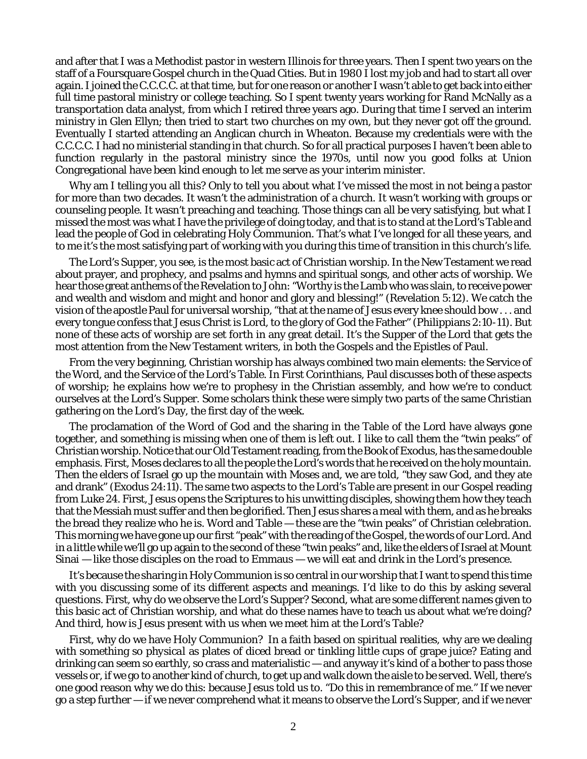and after that I was a Methodist pastor in western Illinois for three years. Then I spent two years on the staff of a Foursquare Gospel church in the Quad Cities. But in 1980 I lost my job and had to start all over again. I joined the C.C.C.C. at that time, but for one reason or another I wasn't able to get back into either full time pastoral ministry or college teaching. So I spent twenty years working for Rand McNally as a transportation data analyst, from which I retired three years ago. During that time I served an interim ministry in Glen Ellyn; then tried to start two churches on my own, but they never got off the ground. Eventually I started attending an Anglican church in Wheaton. Because my credentials were with the C.C.C.C. I had no ministerial standing in that church. So for all practical purposes I haven't been able to function regularly in the pastoral ministry since the 1970s, until now you good folks at Union Congregational have been kind enough to let me serve as your interim minister.

Why am I telling you all this? Only to tell you about what I've missed the most in not being a pastor for more than two decades. It wasn't the administration of a church. It wasn't working with groups or counseling people. It wasn't preaching and teaching. Those things can all be very satisfying, but what I missed the most was what I have the privilege of doing today, and that is to stand at the Lord's Table and lead the people of God in celebrating Holy Communion. That's what I've longed for all these years, and to me it's the most satisfying part of working with you during this time of transition in this church's life.

The Lord's Supper, you see, is the most basic act of Christian worship. In the New Testament we read about prayer, and prophecy, and psalms and hymns and spiritual songs, and other acts of worship. We hear those great anthems of the Revelation to John: "Worthy is the Lamb who was slain, to receive power and wealth and wisdom and might and honor and glory and blessing!" (Revelation 5:12). We catch the vision of the apostle Paul for universal worship, "that at the name of Jesus every knee should bow . . . and every tongue confess that Jesus Christ is Lord, to the glory of God the Father" (Philippians 2:10-11). But none of these acts of worship are set forth in any great detail. It's the Supper of the Lord that gets the most attention from the New Testament writers, in both the Gospels and the Epistles of Paul.

From the very beginning, Christian worship has always combined two main elements: the Service of the Word, and the Service of the Lord's Table. In First Corinthians, Paul discusses both of these aspects of worship; he explains how we're to prophesy in the Christian assembly, and how we're to conduct ourselves at the Lord's Supper. Some scholars think these were simply two parts of the same Christian gathering on the Lord's Day, the first day of the week.

The proclamation of the Word of God and the sharing in the Table of the Lord have always gone together, and something is missing when one of them is left out. I like to call them the "twin peaks" of Christian worship. Notice that our Old Testament reading, from the Book of Exodus, has the same double emphasis. First, Moses declares to all the people the Lord's words that he received on the holy mountain. Then the elders of Israel go up the mountain with Moses and, we are told, "they saw God, and they ate and drank" (Exodus 24:11). The same two aspects to the Lord's Table are present in our Gospel reading from Luke 24. First, Jesus opens the Scriptures to his unwitting disciples, showing them how they teach that the Messiah must suffer and then be glorified. Then Jesus shares a meal with them, and as he breaks the bread they realize who he is. Word and Table — these are the "twin peaks" of Christian celebration. This morning we have gone up our first "peak" with the reading of the Gospel, the words of our Lord. And in a little while we'll go up again to the second of these "twin peaks" and, like the elders of Israel at Mount Sinai — like those disciples on the road to Emmaus — we will eat and drink in the Lord's presence.

It's because the sharing in Holy Communion is so central in our worship that I want to spend this time with you discussing some of its different aspects and meanings. I'd like to do this by asking several questions. First, why do we observe the Lord's Supper? Second, what are some different *names* given to this basic act of Christian worship, and what do these names have to teach us about what we're doing? And third, how is Jesus present with us when we meet him at the Lord's Table?

First, why do we have Holy Communion? In a faith based on spiritual realities, why are we dealing with something so *physical* as plates of diced bread or tinkling little cups of grape juice? Eating and drinking can seem so earthly, so crass and materialistic — and anyway it's kind of a bother to pass those vessels or, if we go to another kind of church, to get up and walk down the aisle to be served. Well, there's one good reason why we do this: because Jesus told us to. "Do this in remembrance of me." If we never go a step further — if we never comprehend what it means to observe the Lord's Supper, and if we never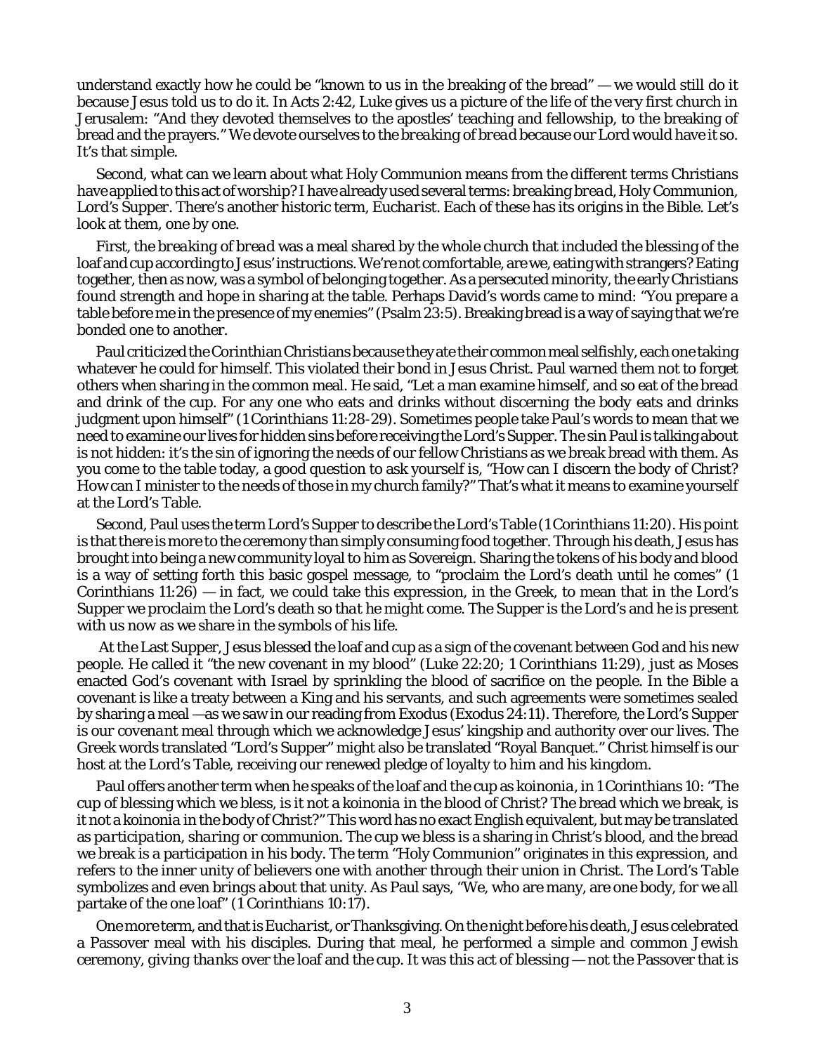understand exactly how he could be "known to us in the breaking of the bread" — we would still do it because Jesus told us to do it. In Acts 2:42, Luke gives us a picture of the life of the very first church in Jerusalem: "And they devoted themselves to the apostles' teaching and fellowship, to the breaking of bread and the prayers." We devote ourselves to the *breaking of bread* because our Lord would have it so. It's that simple.

Second, what can we learn about what Holy Communion means from the different terms Christians have applied to this act of worship? I have already used several terms: *breaking bread*, Holy Communion, *Lord's Supper*. There's another historic term, *Eucharist*. Each of these has its origins in the Bible. Let's look at them, one by one.

First, the *breaking of bread* was a meal shared by the whole church that included the blessing of the loaf and cup according to Jesus' instructions. We're not comfortable, are we, eating with strangers? Eating together, then as now, was a symbol of belonging together. As a persecuted minority, the early Christians found strength and hope in sharing at the table. Perhaps David's words came to mind: "You prepare a table before me in the presence of my enemies" (Psalm 23:5). Breaking bread is a way of saying that we're bonded one to another.

Paul criticized the Corinthian Christians because they ate their common meal selfishly, each one taking whatever he could for himself. This violated their bond in Jesus Christ. Paul warned them not to forget others when sharing in the common meal. He said, "Let a man examine himself, and so eat of the bread and drink of the cup. For any one who eats and drinks without discerning the body eats and drinks judgment upon himself" (1 Corinthians 11:28-29). Sometimes people take Paul's words to mean that we need to examine our lives for hidden sins before receiving the Lord's Supper. The sin Paul is talking about is not hidden: it's the sin of ignoring the needs of our fellow Christians as we break bread with them. As you come to the table today, a good question to ask yourself is, "How can I discern the body of Christ? How can I minister to the needs of those in my church family?" That's what it means to examine yourself at the Lord's Table.

Second, Paul uses the term *Lord's Supper* to describe the Lord's Table (1 Corinthians 11:20). His point is that there is more to the ceremony than simply consuming food together. Through his death, Jesus has brought into being a new community loyal to him as Sovereign. Sharing the tokens of his body and blood is a way of setting forth this basic gospel message, to "proclaim the Lord's death until he comes" (1 Corinthians 11:26) — in fact, we could take this expression, in the Greek, to mean that in the Lord's Supper we proclaim the Lord's death *so that* he might come. The Supper is the Lord's and he is present with us now as we share in the symbols of his life.

At the Last Supper, Jesus blessed the loaf and cup as a sign of the covenant between God and his new people. He called it "the new covenant in my blood" (Luke 22:20; 1 Corinthians 11:29), just as Moses enacted God's covenant with Israel by sprinkling the blood of sacrifice on the people. In the Bible a covenant is like a treaty between a King and his servants, and such agreements were sometimes sealed by sharing a meal —as we saw in our reading from Exodus (Exodus 24:11). Therefore, the Lord's Supper is our *covenant meal* through which we acknowledge Jesus' kingship and authority over our lives. The Greek words translated "Lord's Supper" might also be translated "Royal Banquet." Christ himself is our host at the Lord's Table, receiving our renewed pledge of loyalty to him and his kingdom.

Paul offers another term when he speaks of the loaf and the cup as *koinonia*, in 1 Corinthians 10: "The cup of blessing which we bless, is it not a koinonia in the blood of Christ? The bread which we break, is it not a koinonia in the body of Christ?" This word has no exact English equivalent, but may be translated as *participation*, *sharing* or communion. The cup we bless is a sharing in Christ's blood, and the bread we break is a participation in his body. The term "Holy Communion" originates in this expression, and refers to the inner unity of believers one with another through their union in Christ. The Lord's Table symbolizes and even brings about that unity. As Paul says, "We, who are many, are one body, for we all partake of the one loaf" (1 Corinthians 10:17).

One more term, and that is *Eucharist*, or *Thanksgiving*. On the night before his death, Jesus celebrated a Passover meal with his disciples. During that meal, he performed a simple and common Jewish ceremony, giving *thanks* over the loaf and the cup. It was this act of blessing — not the Passover that is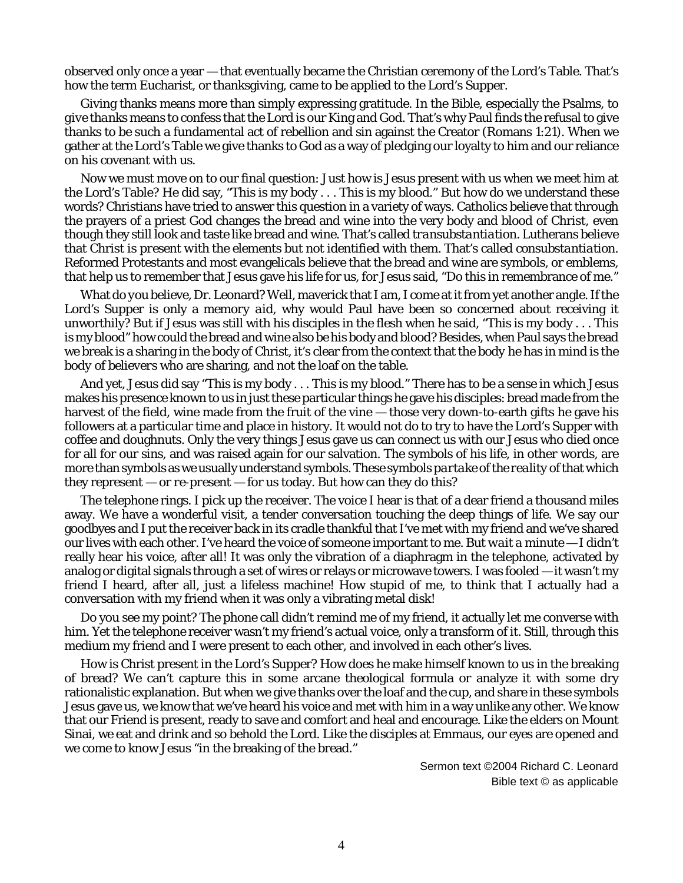observed only once a year — that eventually became the Christian ceremony of the Lord's Table. That's how the term Eucharist, or thanksgiving, came to be applied to the Lord's Supper.

Giving thanks means more than simply expressing gratitude. In the Bible, especially the Psalms, to *give thanks* means to confess that the Lord is our King and God. That's why Paul finds the refusal to give thanks to be such a fundamental act of rebellion and sin against the Creator (Romans 1:21). When we gather at the Lord's Table we give thanks to God as a way of pledging our loyalty to him and our reliance on his covenant with us.

Now we must move on to our final question: Just how is Jesus present with us when we meet him at the Lord's Table? He did say, "This is my body . . . This is my blood." But how do we understand these words? Christians have tried to answer this question in a variety of ways. Catholics believe that through the prayers of a priest God changes the bread and wine into the very body and blood of Christ, even though they still look and taste like bread and wine. That's called *transubstantiation*. Lutherans believe that Christ is present *with* the elements but not identified with them. That's called *consubstantiation*. Reformed Protestants and most evangelicals believe that the bread and wine are symbols, or emblems, that help us to remember that Jesus gave his life for us, for Jesus said, "Do this in remembrance of me."

What do you believe, Dr. Leonard? Well, maverick that I am, I come at it from yet another angle. If the Lord's Supper is only a *memory aid*, why would Paul have been so concerned about receiving it unworthily? But if Jesus was still with his disciples in the flesh when he said, "This is my body . . . This is my blood" how could the bread and wine also be his body and blood? Besides, when Paul says the bread we break is a sharing in the body of Christ, it's clear from the context that the body he has in mind is the body of believers who are sharing, and not the loaf on the table.

And yet, Jesus did say "This is my body . . . This is my blood." There has to be a sense in which Jesus makes his presence known to us in just these particular things he gave his disciples: bread made from the harvest of the field, wine made from the fruit of the vine — those very down-to-earth gifts he gave his followers at a particular time and place in history. It would not do to try to have the Lord's Supper with coffee and doughnuts. Only the very things Jesus gave us can connect us with our Jesus who died once for all for our sins, and was raised again for our salvation. The symbols of his life, in other words, are more than symbols as we usually understand symbols. These symbols *partake of the reality* of that which they represent — or *re-present* — for us today. But how can they do this?

The telephone rings. I pick up the receiver. The voice I hear is that of a dear friend a thousand miles away. We have a wonderful visit, a tender conversation touching the deep things of life. We say our goodbyes and I put the receiver back in its cradle thankful that I've met with my friend and we've shared our lives with each other. I've heard the voice of someone important to me. But *wait a minute* — I didn't really hear his voice, after all! It was only the vibration of a diaphragm in the telephone, activated by analog or digital signals through a set of wires or relays or microwave towers. I was fooled — it wasn't my friend I heard, after all, just a lifeless machine! How stupid of me, to think that I actually had a conversation with my friend when it was only a vibrating metal disk!

Do you see my point? The phone call didn't remind me of my friend, it actually let me converse with him. Yet the telephone receiver wasn't my friend's actual voice, only a transform of it. Still, through this medium my friend and I were present to each other, and involved in each other's lives.

How is Christ present in the Lord's Supper? How does he make himself known to us in the breaking of bread? We can't capture this in some arcane theological formula or analyze it with some dry rationalistic explanation. But when we give thanks over the loaf and the cup, and share in these symbols Jesus gave us, we know that we've heard his voice and met with him in a way unlike any other. We know that our Friend is present, ready to save and comfort and heal and encourage. Like the elders on Mount Sinai, we eat and drink and so behold the Lord. Like the disciples at Emmaus, our eyes are opened and we come to know Jesus "in the breaking of the bread."

Sermon text ©2004 Richard C. Leonard
Bible text © as applicable